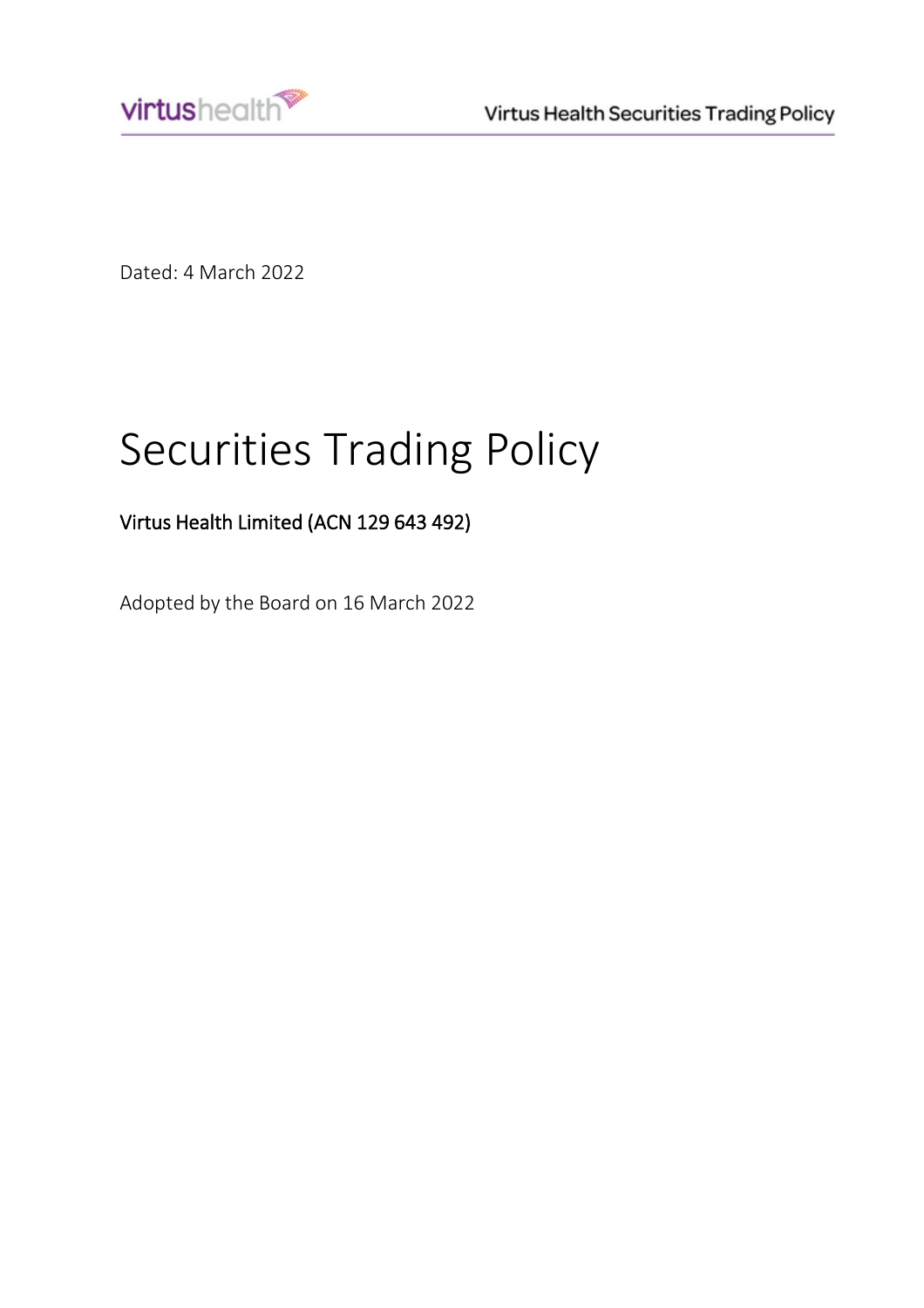Dated: 4 March 2022

# Securities Trading Policy

Virtus Health Limited (ACN 129 643 492)

Adopted by the Board on 16 March 2022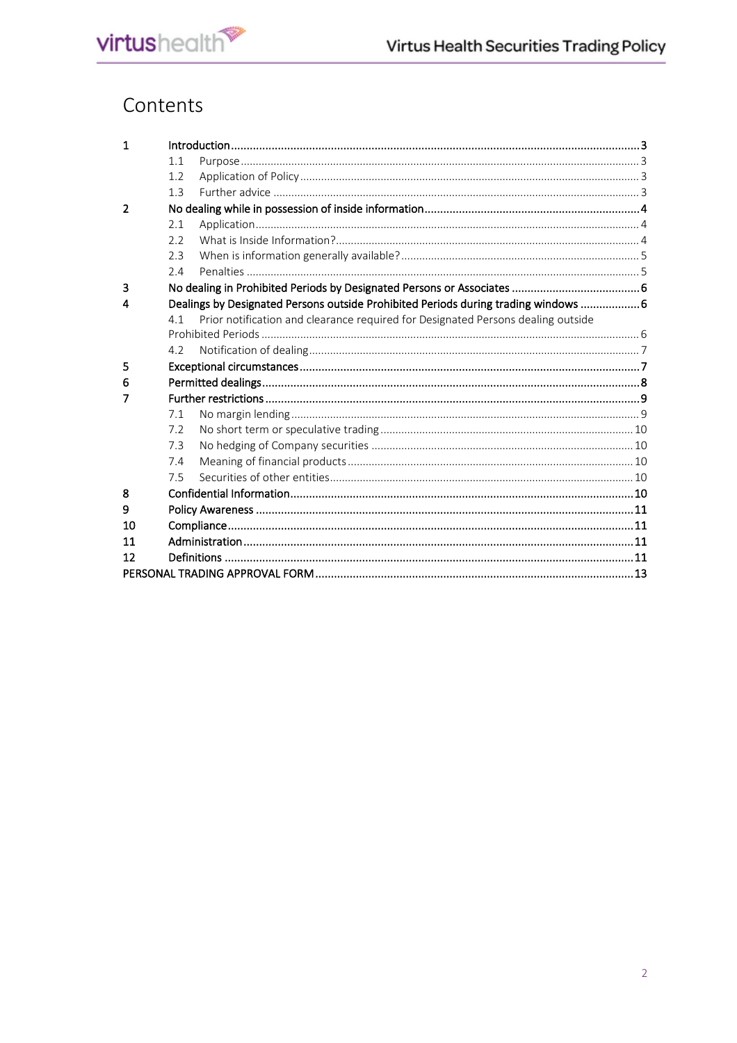# Contents

1 **Introduction** .......... 3
- 1.1 Purpose .......... 3
- 1.2 Application of Policy .......... 3
- 1.3 Further advice .......... 3

2 **No dealing while in possession of inside information** .......... 4
- 2.1 Application .......... 4
- 2.2 What is Inside Information? .......... 4
- 2.3 When is information generally available? .......... 5
- 2.4 Penalties .......... 5

3 **No dealing in Prohibited Periods by Designated Persons or Associates** .......... 6

4 **Dealings by Designated Persons outside Prohibited Periods during trading windows** .......... 6
- 4.1 Prior notification and clearance required for Designated Persons dealing outside Prohibited Periods .......... 6
- 4.2 Notification of dealing .......... 7

5 **Exceptional circumstances** .......... 7

6 **Permitted dealings** .......... 8

7 **Further restrictions** .......... 9
- 7.1 No margin lending .......... 9
- 7.2 No short term or speculative trading .......... 10
- 7.3 No hedging of Company securities .......... 10
- 7.4 Meaning of financial products .......... 10
- 7.5 Securities of other entities .......... 10

8 **Confidential Information** .......... 10

9 **Policy Awareness** .......... 11

10 **Compliance** .......... 11

11 **Administration** .......... 11

12 **Definitions** .......... 11

PERSONAL TRADING APPROVAL FORM .......... 13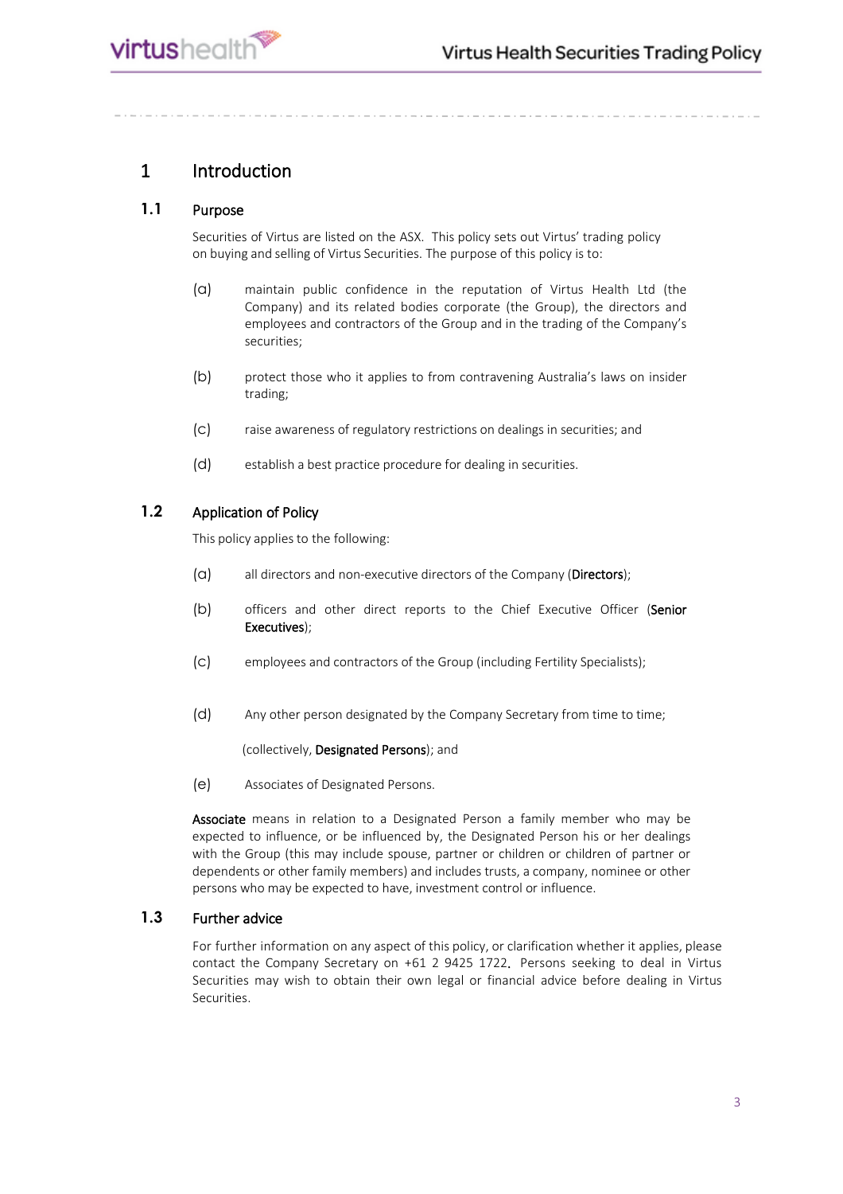# 1 Introduction

## 1.1 Purpose

Securities of Virtus are listed on the ASX. This policy sets out Virtus' trading policy on buying and selling of Virtus Securities. The purpose of this policy is to:

(a) maintain public confidence in the reputation of Virtus Health Ltd (the Company) and its related bodies corporate (the Group), the directors and employees and contractors of the Group and in the trading of the Company's securities;

(b) protect those who it applies to from contravening Australia's laws on insider trading;

(c) raise awareness of regulatory restrictions on dealings in securities; and

(d) establish a best practice procedure for dealing in securities.

## 1.2 Application of Policy

This policy applies to the following:

(a) all directors and non-executive directors of the Company (**Directors**);

(b) officers and other direct reports to the Chief Executive Officer (**Senior Executives**);

(c) employees and contractors of the Group (including Fertility Specialists);

(d) Any other person designated by the Company Secretary from time to time;

(collectively, **Designated Persons**); and

(e) Associates of Designated Persons.

**Associate** means in relation to a Designated Person a family member who may be expected to influence, or be influenced by, the Designated Person his or her dealings with the Group (this may include spouse, partner or children or children of partner or dependents or other family members) and includes trusts, a company, nominee or other persons who may be expected to have, investment control or influence.

## 1.3 Further advice

For further information on any aspect of this policy, or clarification whether it applies, please contact the Company Secretary on +61 2 9425 1722. Persons seeking to deal in Virtus Securities may wish to obtain their own legal or financial advice before dealing in Virtus Securities.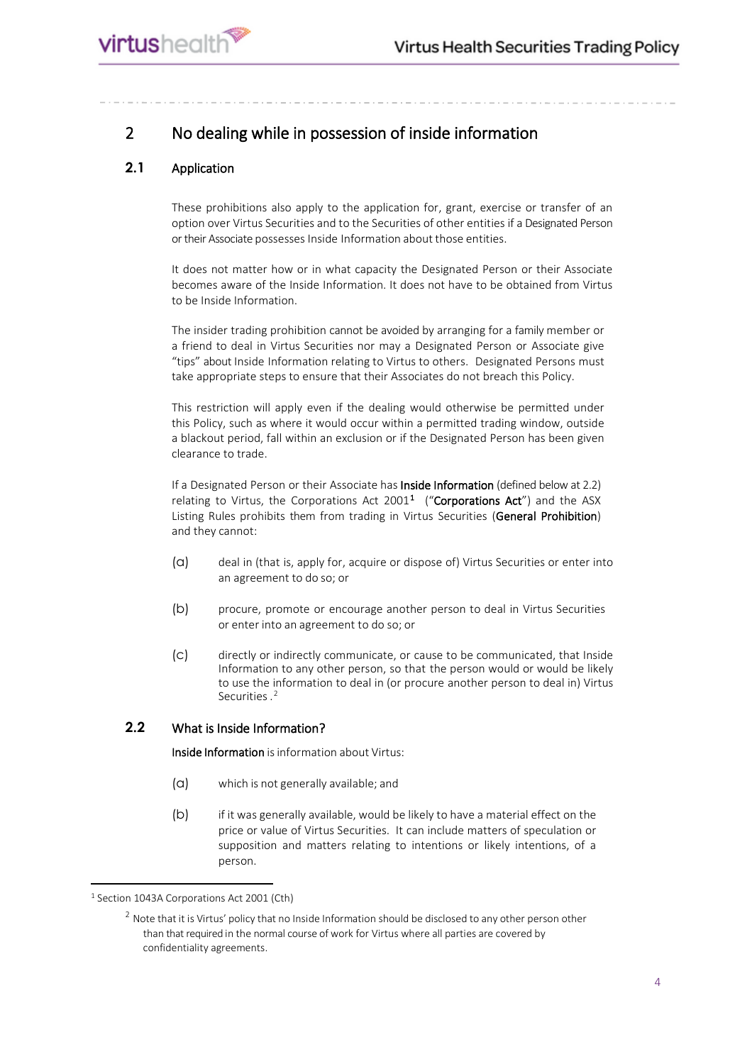## 2 No dealing while in possession of inside information

### 2.1 Application

These prohibitions also apply to the application for, grant, exercise or transfer of an option over Virtus Securities and to the Securities of other entities if a Designated Person or their Associate possesses Inside Information about those entities.

It does not matter how or in what capacity the Designated Person or their Associate becomes aware of the Inside Information. It does not have to be obtained from Virtus to be Inside Information.

The insider trading prohibition cannot be avoided by arranging for a family member or a friend to deal in Virtus Securities nor may a Designated Person or Associate give "tips" about Inside Information relating to Virtus to others. Designated Persons must take appropriate steps to ensure that their Associates do not breach this Policy.

This restriction will apply even if the dealing would otherwise be permitted under this Policy, such as where it would occur within a permitted trading window, outside a blackout period, fall within an exclusion or if the Designated Person has been given clearance to trade.

If a Designated Person or their Associate has **Inside Information** (defined below at 2.2) relating to Virtus, the Corporations Act 2001[1] ("**Corporations Act**") and the ASX Listing Rules prohibits them from trading in Virtus Securities (**General Prohibition**) and they cannot:

(a) deal in (that is, apply for, acquire or dispose of) Virtus Securities or enter into an agreement to do so; or

(b) procure, promote or encourage another person to deal in Virtus Securities or enter into an agreement to do so; or

(c) directly or indirectly communicate, or cause to be communicated, that Inside Information to any other person, so that the person would or would be likely to use the information to deal in (or procure another person to deal in) Virtus Securities .[2]

### 2.2 What is Inside Information?

**Inside Information** is information about Virtus:

(a) which is not generally available; and

(b) if it was generally available, would be likely to have a material effect on the price or value of Virtus Securities. It can include matters of speculation or supposition and matters relating to intentions or likely intentions, of a person.

---

[1] Section 1043A Corporations Act 2001 (Cth)

[2] Note that it is Virtus' policy that no Inside Information should be disclosed to any other person other than that required in the normal course of work for Virtus where all parties are covered by confidentiality agreements.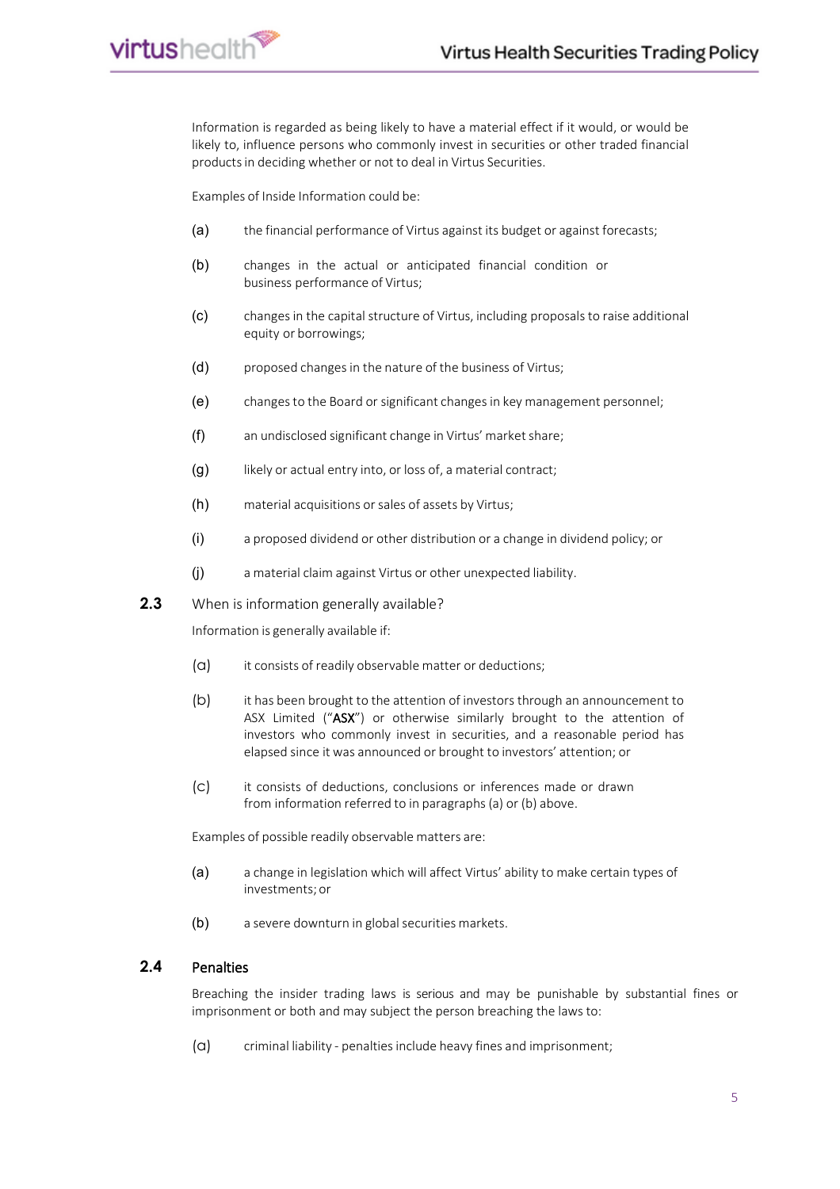Information is regarded as being likely to have a material effect if it would, or would be likely to, influence persons who commonly invest in securities or other traded financial products in deciding whether or not to deal in Virtus Securities.

Examples of Inside Information could be:

(a) the financial performance of Virtus against its budget or against forecasts;

(b) changes in the actual or anticipated financial condition or business performance of Virtus;

(c) changes in the capital structure of Virtus, including proposals to raise additional equity or borrowings;

(d) proposed changes in the nature of the business of Virtus;

(e) changes to the Board or significant changes in key management personnel;

(f) an undisclosed significant change in Virtus' market share;

(g) likely or actual entry into, or loss of, a material contract;

(h) material acquisitions or sales of assets by Virtus;

(i) a proposed dividend or other distribution or a change in dividend policy; or

(j) a material claim against Virtus or other unexpected liability.

## 2.3 When is information generally available?

Information is generally available if:

(a) it consists of readily observable matter or deductions;

(b) it has been brought to the attention of investors through an announcement to ASX Limited ("**ASX**") or otherwise similarly brought to the attention of investors who commonly invest in securities, and a reasonable period has elapsed since it was announced or brought to investors' attention; or

(c) it consists of deductions, conclusions or inferences made or drawn from information referred to in paragraphs (a) or (b) above.

Examples of possible readily observable matters are:

(a) a change in legislation which will affect Virtus' ability to make certain types of investments; or

(b) a severe downturn in global securities markets.

## 2.4 Penalties

Breaching the insider trading laws is serious and may be punishable by substantial fines or imprisonment or both and may subject the person breaching the laws to:

(a) criminal liability - penalties include heavy fines and imprisonment;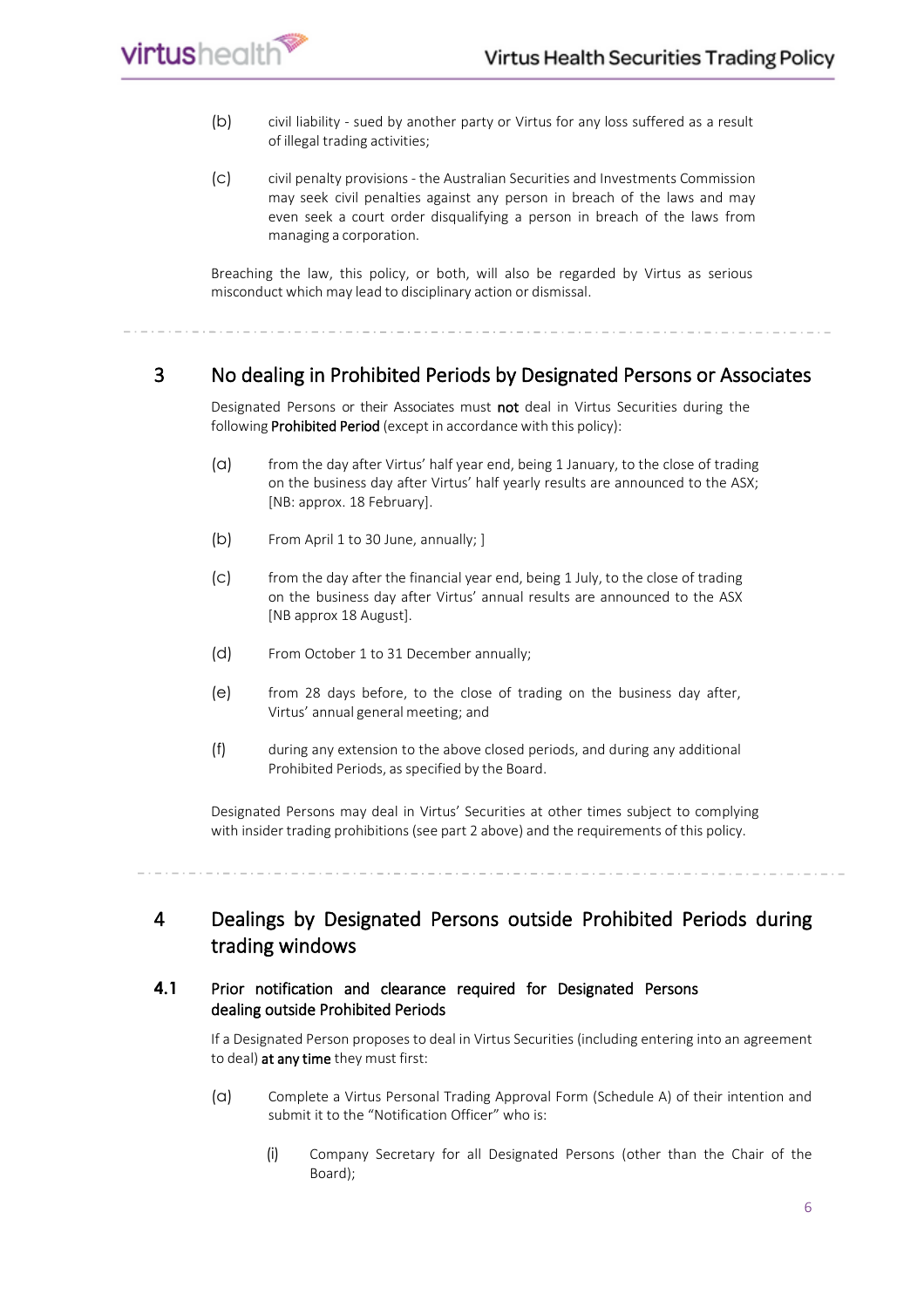(b) civil liability - sued by another party or Virtus for any loss suffered as a result of illegal trading activities;

(c) civil penalty provisions - the Australian Securities and Investments Commission may seek civil penalties against any person in breach of the laws and may even seek a court order disqualifying a person in breach of the laws from managing a corporation.

Breaching the law, this policy, or both, will also be regarded by Virtus as serious misconduct which may lead to disciplinary action or dismissal.

---

## 3 No dealing in Prohibited Periods by Designated Persons or Associates

Designated Persons or their Associates must **not** deal in Virtus Securities during the following **Prohibited Period** (except in accordance with this policy):

(a) from the day after Virtus' half year end, being 1 January, to the close of trading on the business day after Virtus' half yearly results are announced to the ASX; [NB: approx. 18 February].

(b) From April 1 to 30 June, annually; ]

(c) from the day after the financial year end, being 1 July, to the close of trading on the business day after Virtus' annual results are announced to the ASX [NB approx 18 August].

(d) From October 1 to 31 December annually;

(e) from 28 days before, to the close of trading on the business day after, Virtus' annual general meeting; and

(f) during any extension to the above closed periods, and during any additional Prohibited Periods, as specified by the Board.

Designated Persons may deal in Virtus' Securities at other times subject to complying with insider trading prohibitions (see part 2 above) and the requirements of this policy.

---

## 4 Dealings by Designated Persons outside Prohibited Periods during trading windows

### 4.1 Prior notification and clearance required for Designated Persons dealing outside Prohibited Periods

If a Designated Person proposes to deal in Virtus Securities (including entering into an agreement to deal) **at any time** they must first:

(a) Complete a Virtus Personal Trading Approval Form (Schedule A) of their intention and submit it to the "Notification Officer" who is:

  (i) Company Secretary for all Designated Persons (other than the Chair of the Board);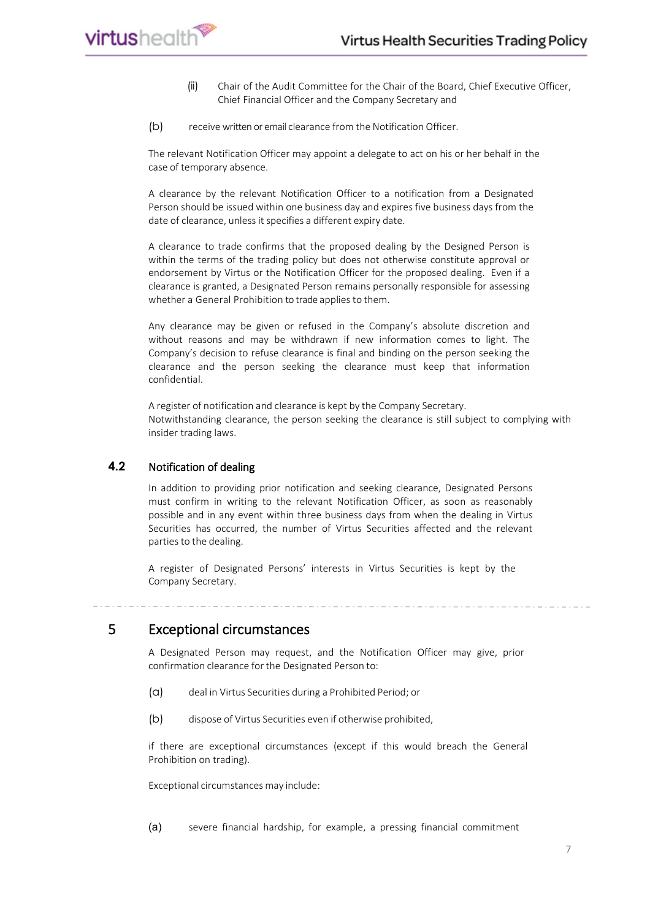(ii) Chair of the Audit Committee for the Chair of the Board, Chief Executive Officer, Chief Financial Officer and the Company Secretary and

(b) receive written or email clearance from the Notification Officer.

The relevant Notification Officer may appoint a delegate to act on his or her behalf in the case of temporary absence.

A clearance by the relevant Notification Officer to a notification from a Designated Person should be issued within one business day and expires five business days from the date of clearance, unless it specifies a different expiry date.

A clearance to trade confirms that the proposed dealing by the Designed Person is within the terms of the trading policy but does not otherwise constitute approval or endorsement by Virtus or the Notification Officer for the proposed dealing. Even if a clearance is granted, a Designated Person remains personally responsible for assessing whether a General Prohibition to trade applies to them.

Any clearance may be given or refused in the Company's absolute discretion and without reasons and may be withdrawn if new information comes to light. The Company's decision to refuse clearance is final and binding on the person seeking the clearance and the person seeking the clearance must keep that information confidential.

A register of notification and clearance is kept by the Company Secretary.
Notwithstanding clearance, the person seeking the clearance is still subject to complying with insider trading laws.

### 4.2 Notification of dealing

In addition to providing prior notification and seeking clearance, Designated Persons must confirm in writing to the relevant Notification Officer, as soon as reasonably possible and in any event within three business days from when the dealing in Virtus Securities has occurred, the number of Virtus Securities affected and the relevant parties to the dealing.

A register of Designated Persons' interests in Virtus Securities is kept by the Company Secretary.

## 5 Exceptional circumstances

A Designated Person may request, and the Notification Officer may give, prior confirmation clearance for the Designated Person to:

(a) deal in Virtus Securities during a Prohibited Period; or

(b) dispose of Virtus Securities even if otherwise prohibited,

if there are exceptional circumstances (except if this would breach the General Prohibition on trading).

Exceptional circumstances may include:

(a) severe financial hardship, for example, a pressing financial commitment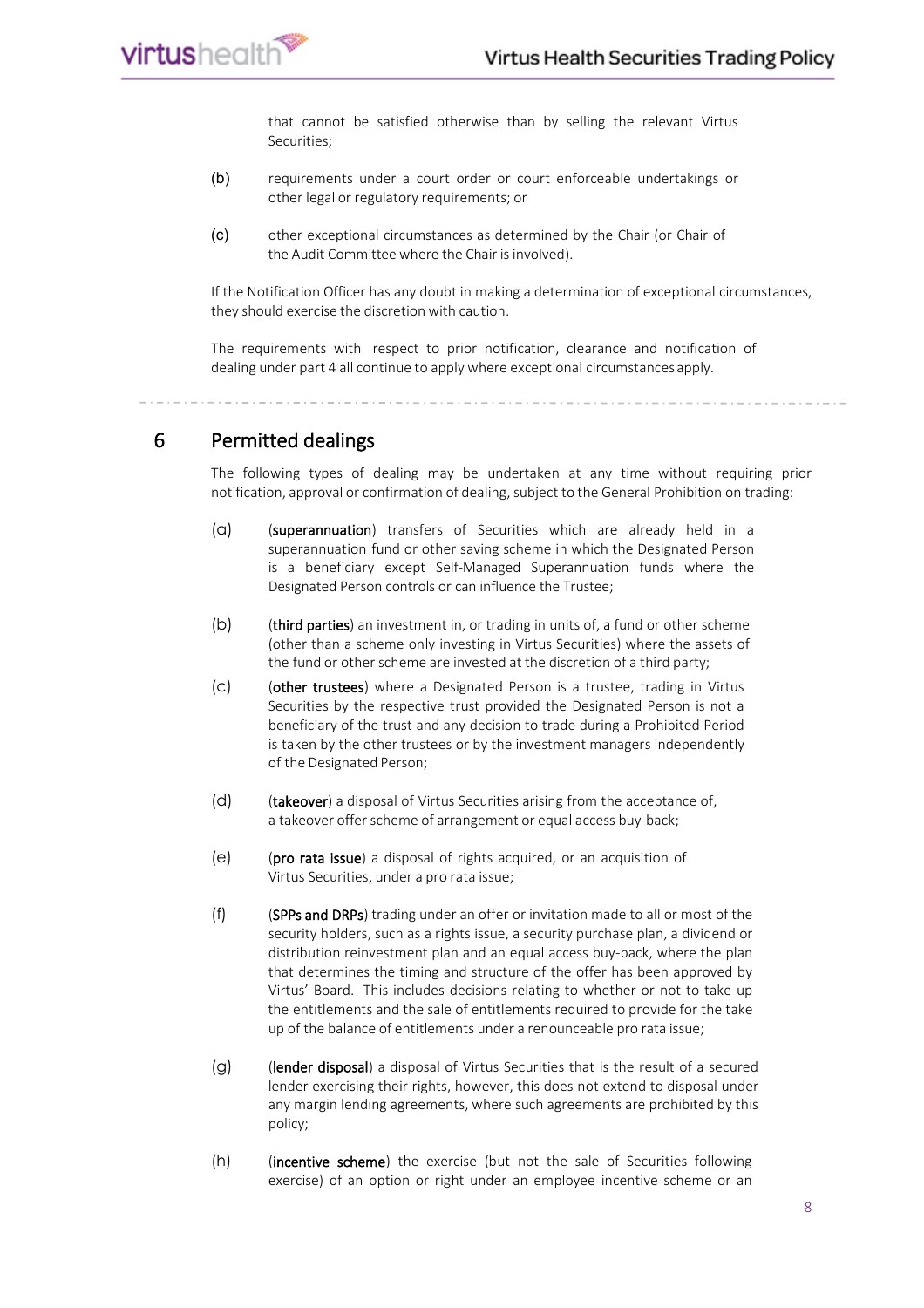that cannot be satisfied otherwise than by selling the relevant Virtus Securities;

(b) requirements under a court order or court enforceable undertakings or other legal or regulatory requirements; or

(c) other exceptional circumstances as determined by the Chair (or Chair of the Audit Committee where the Chair is involved).

If the Notification Officer has any doubt in making a determination of exceptional circumstances, they should exercise the discretion with caution.

The requirements with respect to prior notification, clearance and notification of dealing under part 4 all continue to apply where exceptional circumstances apply.

## 6 Permitted dealings

The following types of dealing may be undertaken at any time without requiring prior notification, approval or confirmation of dealing, subject to the General Prohibition on trading:

(a) (**superannuation**) transfers of Securities which are already held in a superannuation fund or other saving scheme in which the Designated Person is a beneficiary except Self-Managed Superannuation funds where the Designated Person controls or can influence the Trustee;

(b) (**third parties**) an investment in, or trading in units of, a fund or other scheme (other than a scheme only investing in Virtus Securities) where the assets of the fund or other scheme are invested at the discretion of a third party;

(c) (**other trustees**) where a Designated Person is a trustee, trading in Virtus Securities by the respective trust provided the Designated Person is not a beneficiary of the trust and any decision to trade during a Prohibited Period is taken by the other trustees or by the investment managers independently of the Designated Person;

(d) (**takeover**) a disposal of Virtus Securities arising from the acceptance of, a takeover offer scheme of arrangement or equal access buy-back;

(e) (**pro rata issue**) a disposal of rights acquired, or an acquisition of Virtus Securities, under a pro rata issue;

(f) (**SPPs and DRPs**) trading under an offer or invitation made to all or most of the security holders, such as a rights issue, a security purchase plan, a dividend or distribution reinvestment plan and an equal access buy-back, where the plan that determines the timing and structure of the offer has been approved by Virtus' Board. This includes decisions relating to whether or not to take up the entitlements and the sale of entitlements required to provide for the take up of the balance of entitlements under a renounceable pro rata issue;

(g) (**lender disposal**) a disposal of Virtus Securities that is the result of a secured lender exercising their rights, however, this does not extend to disposal under any margin lending agreements, where such agreements are prohibited by this policy;

(h) (**incentive scheme**) the exercise (but not the sale of Securities following exercise) of an option or right under an employee incentive scheme or an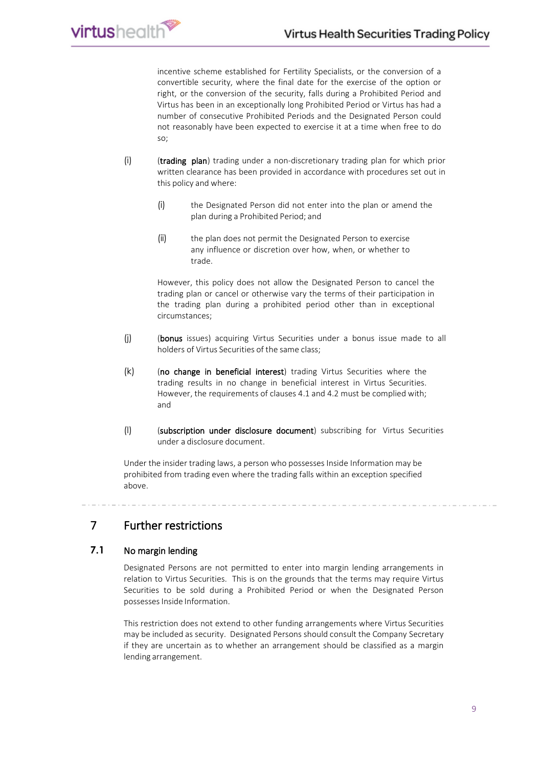incentive scheme established for Fertility Specialists, or the conversion of a convertible security, where the final date for the exercise of the option or right, or the conversion of the security, falls during a Prohibited Period and Virtus has been in an exceptionally long Prohibited Period or Virtus has had a number of consecutive Prohibited Periods and the Designated Person could not reasonably have been expected to exercise it at a time when free to do so;

(i) (**trading plan**) trading under a non-discretionary trading plan for which prior written clearance has been provided in accordance with procedures set out in this policy and where:

   (i) the Designated Person did not enter into the plan or amend the plan during a Prohibited Period; and

   (ii) the plan does not permit the Designated Person to exercise any influence or discretion over how, when, or whether to trade.

   However, this policy does not allow the Designated Person to cancel the trading plan or cancel or otherwise vary the terms of their participation in the trading plan during a prohibited period other than in exceptional circumstances;

(j) (**bonus** issues) acquiring Virtus Securities under a bonus issue made to all holders of Virtus Securities of the same class;

(k) (**no change in beneficial interest**) trading Virtus Securities where the trading results in no change in beneficial interest in Virtus Securities. However, the requirements of clauses 4.1 and 4.2 must be complied with; and

(l) (**subscription under disclosure document**) subscribing for Virtus Securities under a disclosure document.

Under the insider trading laws, a person who possesses Inside Information may be prohibited from trading even where the trading falls within an exception specified above.

# 7 Further restrictions

## 7.1 No margin lending

Designated Persons are not permitted to enter into margin lending arrangements in relation to Virtus Securities. This is on the grounds that the terms may require Virtus Securities to be sold during a Prohibited Period or when the Designated Person possesses Inside Information.

This restriction does not extend to other funding arrangements where Virtus Securities may be included as security. Designated Persons should consult the Company Secretary if they are uncertain as to whether an arrangement should be classified as a margin lending arrangement.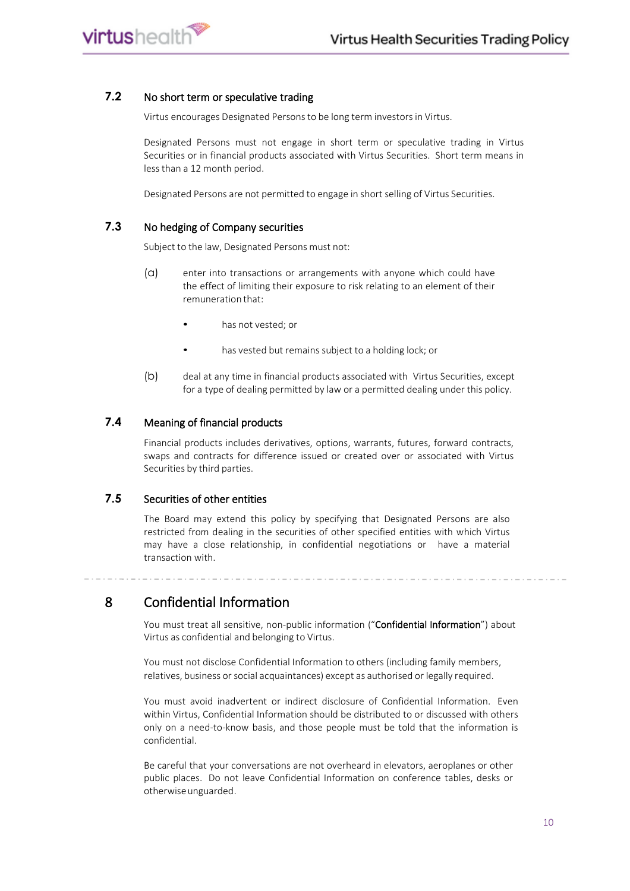### 7.2 No short term or speculative trading

Virtus encourages Designated Persons to be long term investors in Virtus.

Designated Persons must not engage in short term or speculative trading in Virtus Securities or in financial products associated with Virtus Securities. Short term means in less than a 12 month period.

Designated Persons are not permitted to engage in short selling of Virtus Securities.

### 7.3 No hedging of Company securities

Subject to the law, Designated Persons must not:

(a) enter into transactions or arrangements with anyone which could have the effect of limiting their exposure to risk relating to an element of their remuneration that:

- has not vested; or
- has vested but remains subject to a holding lock; or

(b) deal at any time in financial products associated with Virtus Securities, except for a type of dealing permitted by law or a permitted dealing under this policy.

### 7.4 Meaning of financial products

Financial products includes derivatives, options, warrants, futures, forward contracts, swaps and contracts for difference issued or created over or associated with Virtus Securities by third parties.

### 7.5 Securities of other entities

The Board may extend this policy by specifying that Designated Persons are also restricted from dealing in the securities of other specified entities with which Virtus may have a close relationship, in confidential negotiations or have a material transaction with.

## 8 Confidential Information

You must treat all sensitive, non-public information ("**Confidential Information**") about Virtus as confidential and belonging to Virtus.

You must not disclose Confidential Information to others (including family members, relatives, business or social acquaintances) except as authorised or legally required.

You must avoid inadvertent or indirect disclosure of Confidential Information. Even within Virtus, Confidential Information should be distributed to or discussed with others only on a need-to-know basis, and those people must be told that the information is confidential.

Be careful that your conversations are not overheard in elevators, aeroplanes or other public places. Do not leave Confidential Information on conference tables, desks or otherwise unguarded.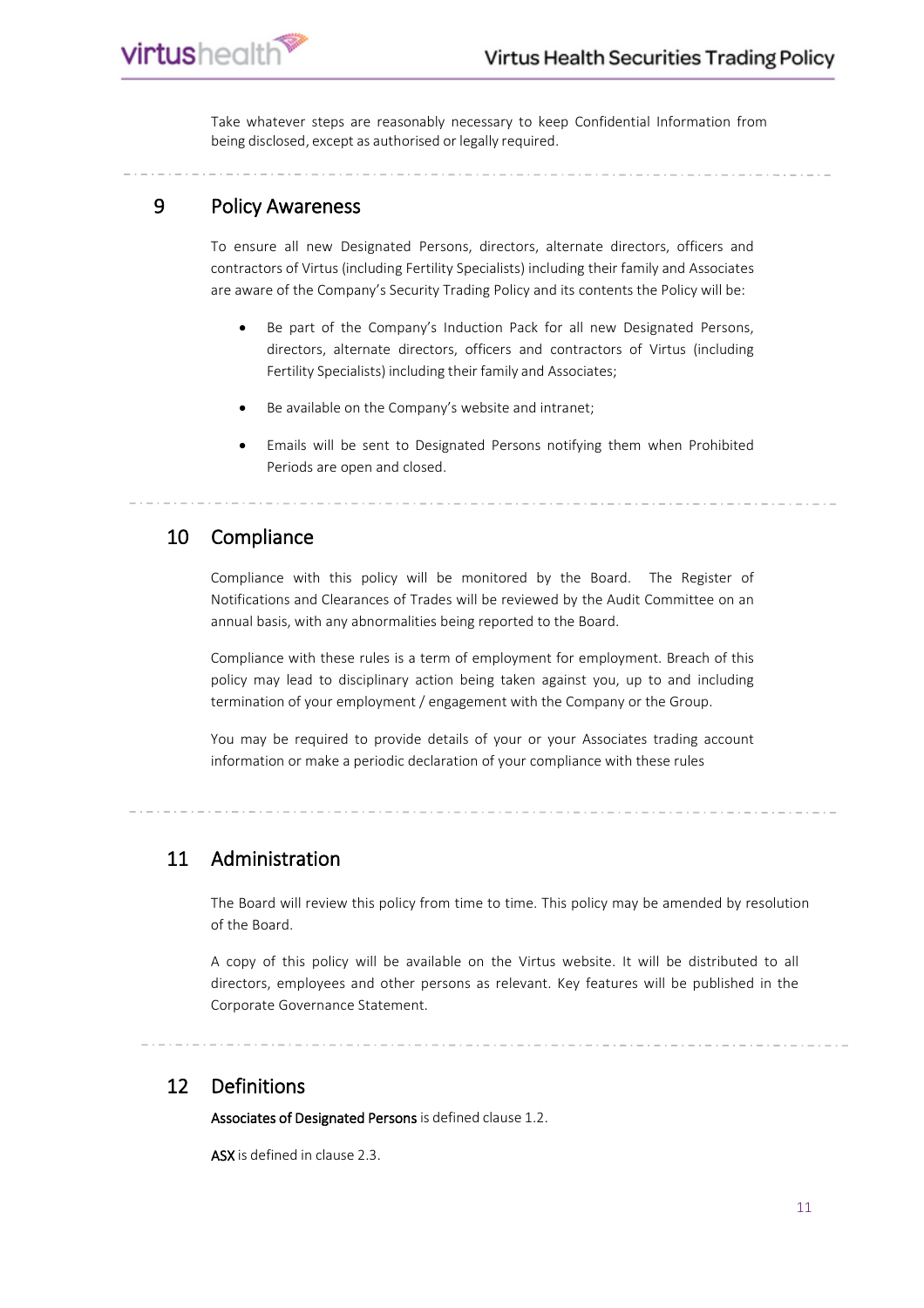Take whatever steps are reasonably necessary to keep Confidential Information from being disclosed, except as authorised or legally required.

## 9 Policy Awareness

To ensure all new Designated Persons, directors, alternate directors, officers and contractors of Virtus (including Fertility Specialists) including their family and Associates are aware of the Company's Security Trading Policy and its contents the Policy will be:

- Be part of the Company's Induction Pack for all new Designated Persons, directors, alternate directors, officers and contractors of Virtus (including Fertility Specialists) including their family and Associates;
- Be available on the Company's website and intranet;
- Emails will be sent to Designated Persons notifying them when Prohibited Periods are open and closed.

## 10 Compliance

Compliance with this policy will be monitored by the Board. The Register of Notifications and Clearances of Trades will be reviewed by the Audit Committee on an annual basis, with any abnormalities being reported to the Board.

Compliance with these rules is a term of employment for employment. Breach of this policy may lead to disciplinary action being taken against you, up to and including termination of your employment / engagement with the Company or the Group.

You may be required to provide details of your or your Associates trading account information or make a periodic declaration of your compliance with these rules

## 11 Administration

The Board will review this policy from time to time. This policy may be amended by resolution of the Board.

A copy of this policy will be available on the Virtus website. It will be distributed to all directors, employees and other persons as relevant. Key features will be published in the Corporate Governance Statement.

## 12 Definitions

**Associates of Designated Persons** is defined clause 1.2.

**ASX** is defined in clause 2.3.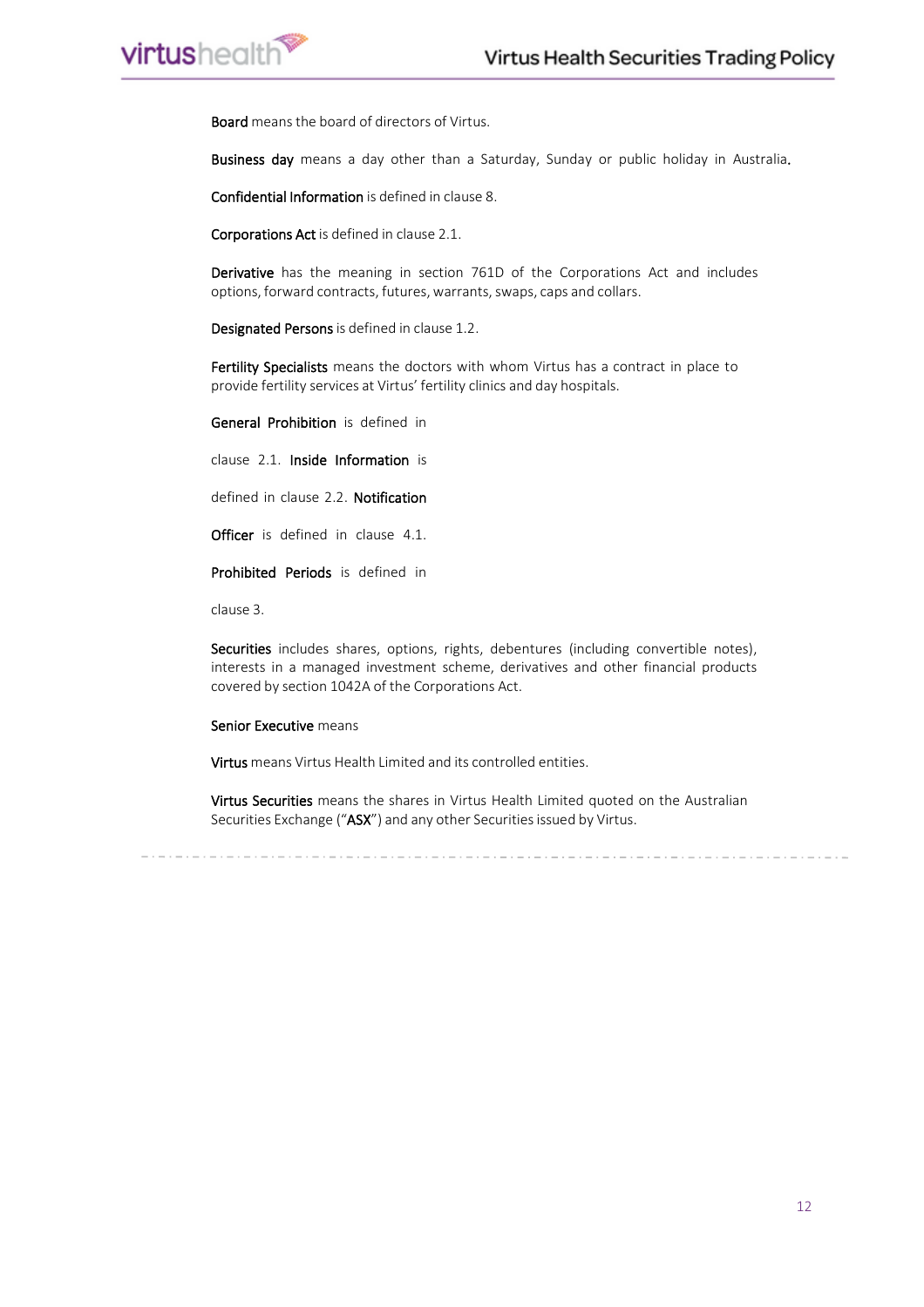**Board** means the board of directors of Virtus.

**Business day** means a day other than a Saturday, Sunday or public holiday in Australia.

**Confidential Information** is defined in clause 8.

**Corporations Act** is defined in clause 2.1.

**Derivative** has the meaning in section 761D of the Corporations Act and includes options, forward contracts, futures, warrants, swaps, caps and collars.

**Designated Persons** is defined in clause 1.2.

**Fertility Specialists** means the doctors with whom Virtus has a contract in place to provide fertility services at Virtus' fertility clinics and day hospitals.

**General Prohibition** is defined in

clause 2.1. **Inside Information** is

defined in clause 2.2. **Notification**

**Officer** is defined in clause 4.1.

**Prohibited Periods** is defined in

clause 3.

**Securities** includes shares, options, rights, debentures (including convertible notes), interests in a managed investment scheme, derivatives and other financial products covered by section 1042A of the Corporations Act.

**Senior Executive** means

**Virtus** means Virtus Health Limited and its controlled entities.

**Virtus Securities** means the shares in Virtus Health Limited quoted on the Australian Securities Exchange ("**ASX**") and any other Securities issued by Virtus.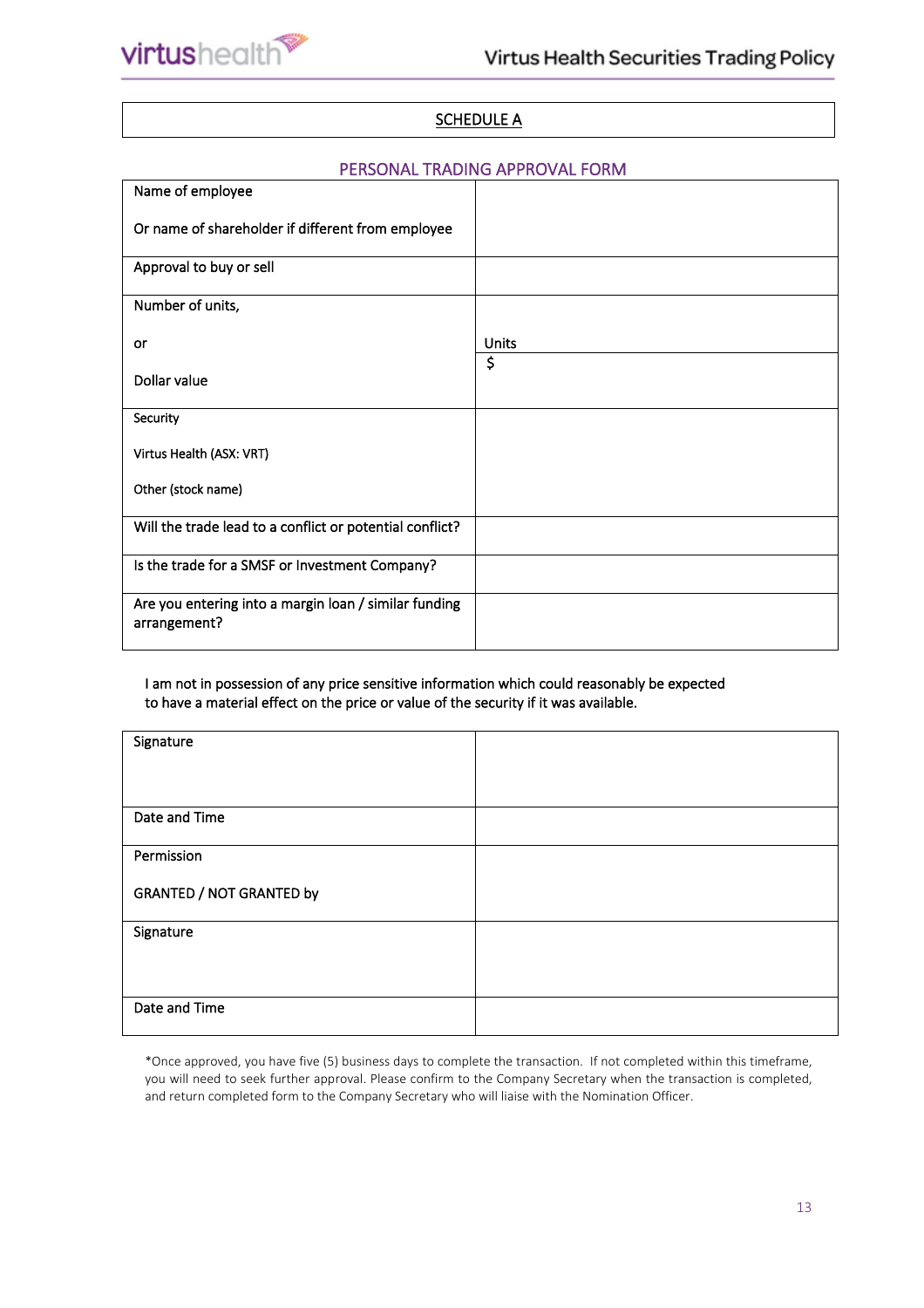## SCHEDULE A

### PERSONAL TRADING APPROVAL FORM

| | |
|---|---|
| Name of employee<br><br>Or name of shareholder if different from employee | |
| Approval to buy or sell | |
| Number of units,<br><br>or<br><br>Dollar value | Units<br>$ |
| Security<br><br>Virtus Health (ASX: VRT)<br><br>Other (stock name) | |
| Will the trade lead to a conflict or potential conflict? | |
| Is the trade for a SMSF or Investment Company? | |
| Are you entering into a margin loan / similar funding arrangement? | |

I am not in possession of any price sensitive information which could reasonably be expected to have a material effect on the price or value of the security if it was available.

| | |
|---|---|
| Signature | |
| Date and Time | |
| Permission<br><br>GRANTED / NOT GRANTED by | |
| Signature | |
| Date and Time | |

*Once approved, you have five (5) business days to complete the transaction. If not completed within this timeframe, you will need to seek further approval. Please confirm to the Company Secretary when the transaction is completed, and return completed form to the Company Secretary who will liaise with the Nomination Officer.